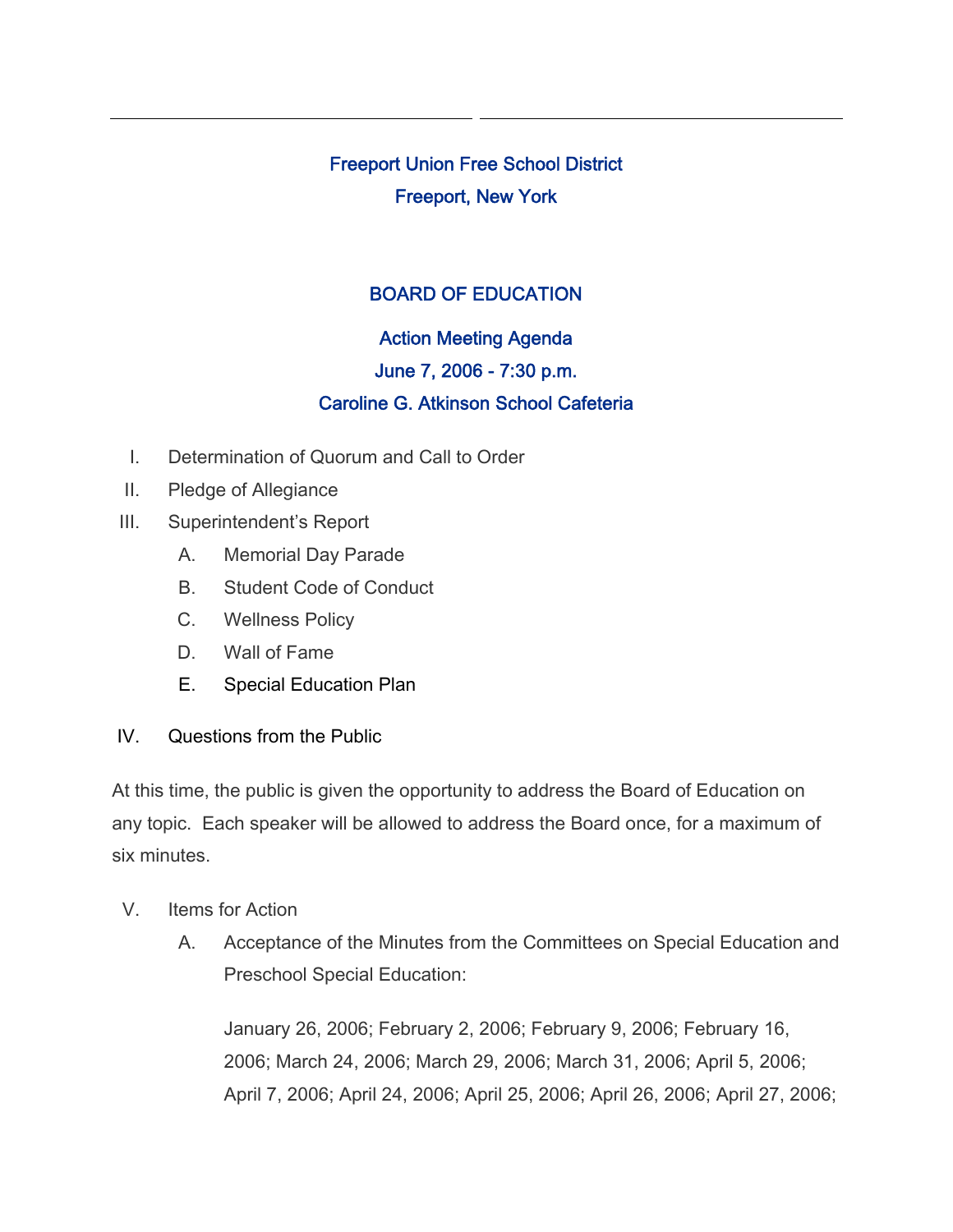# Freeport Union Free School District
## Freeport, New York

## BOARD OF EDUCATION

### Action Meeting Agenda
### June 7, 2006 - 7:30 p.m.
### Caroline G. Atkinson School Cafeteria

I. Determination of Quorum and Call to Order

II. Pledge of Allegiance

III. Superintendent's Report

   A. Memorial Day Parade

   B. Student Code of Conduct

   C. Wellness Policy

   D. Wall of Fame

   E. Special Education Plan

IV. Questions from the Public

At this time, the public is given the opportunity to address the Board of Education on any topic. Each speaker will be allowed to address the Board once, for a maximum of six minutes.

V. Items for Action

   A. Acceptance of the Minutes from the Committees on Special Education and Preschool Special Education:

   January 26, 2006; February 2, 2006; February 9, 2006; February 16, 2006; March 24, 2006; March 29, 2006; March 31, 2006; April 5, 2006; April 7, 2006; April 24, 2006; April 25, 2006; April 26, 2006; April 27, 2006;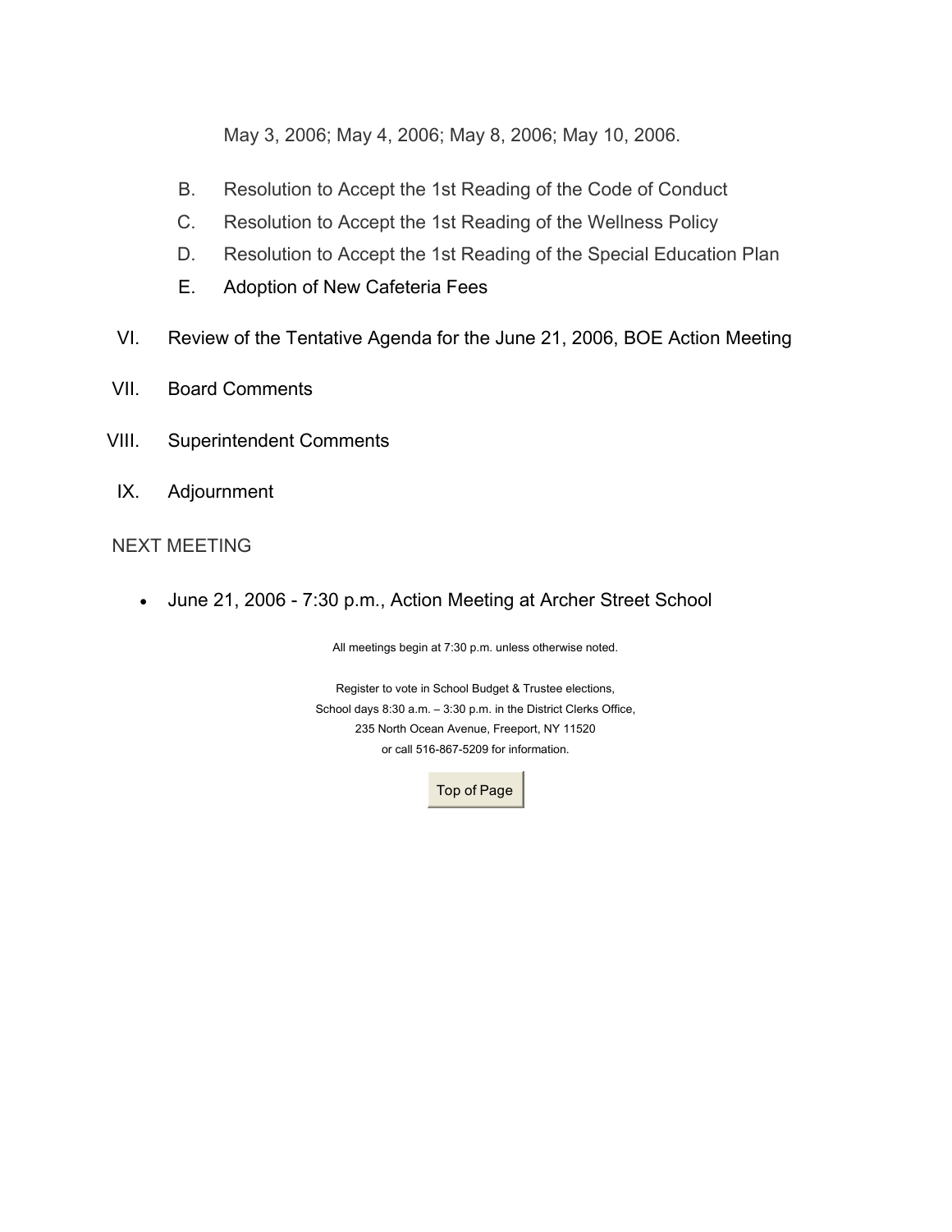May 3, 2006; May 4, 2006; May 8, 2006; May 10, 2006.

B. Resolution to Accept the 1st Reading of the Code of Conduct

C. Resolution to Accept the 1st Reading of the Wellness Policy

D. Resolution to Accept the 1st Reading of the Special Education Plan

E. Adoption of New Cafeteria Fees

VI. Review of the Tentative Agenda for the June 21, 2006, BOE Action Meeting

VII. Board Comments

VIII. Superintendent Comments

IX. Adjournment

NEXT MEETING

- June 21, 2006 - 7:30 p.m., Action Meeting at Archer Street School

All meetings begin at 7:30 p.m. unless otherwise noted.

Register to vote in School Budget & Trustee elections,
School days 8:30 a.m. – 3:30 p.m. in the District Clerks Office,
235 North Ocean Avenue, Freeport, NY 11520
or call 516-867-5209 for information.

Top of Page